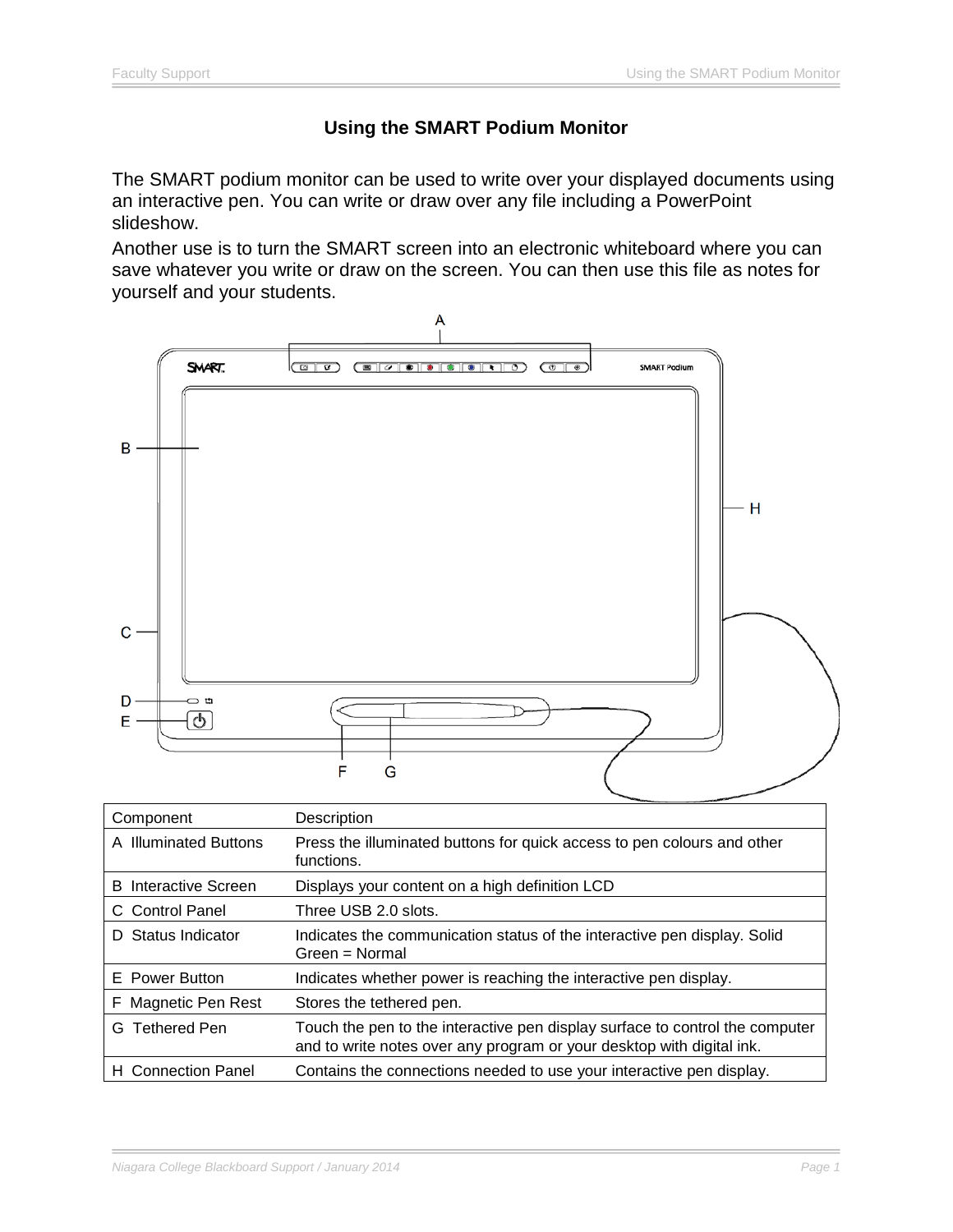# Using the SMART Podium Monitor

The SMART podium monitor can be used to write over your displayed documents using an interactive pen. You can write or draw over any file including a PowerPoint slideshow.

Another use is to turn the SMART screen into an electronic whiteboard where you can save whatever you write or draw on the screen. You can then use this file as notes for yourself and your students.

| Component | Description |
|---|---|
| A Illuminated Buttons | Press the illuminated buttons for quick access to pen colours and other functions. |
| B Interactive Screen | Displays your content on a high definition LCD |
| C Control Panel | Three USB 2.0 slots. |
| D Status Indicator | Indicates the communication status of the interactive pen display. Solid Green = Normal |
| E Power Button | Indicates whether power is reaching the interactive pen display. |
| F Magnetic Pen Rest | Stores the tethered pen. |
| G Tethered Pen | Touch the pen to the interactive pen display surface to control the computer and to write notes over any program or your desktop with digital ink. |
| H Connection Panel | Contains the connections needed to use your interactive pen display. |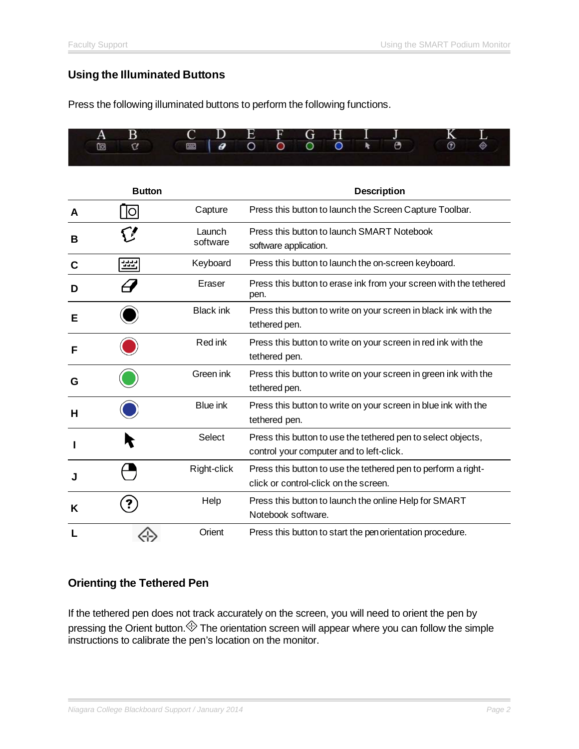## Using the Illuminated Buttons

Press the following illuminated buttons to perform the following functions.

| Button | | | Description |
|---|---|---|---|
| A | | Capture | Press this button to launch the Screen Capture Toolbar. |
| B | | Launch software | Press this button to launch SMART Notebook software application. |
| C | | Keyboard | Press this button to launch the on-screen keyboard. |
| D | | Eraser | Press this button to erase ink from your screen with the tethered pen. |
| E | | Black ink | Press this button to write on your screen in black ink with the tethered pen. |
| F | | Red ink | Press this button to write on your screen in red ink with the tethered pen. |
| G | | Green ink | Press this button to write on your screen in green ink with the tethered pen. |
| H | | Blue ink | Press this button to write on your screen in blue ink with the tethered pen. |
| I | | Select | Press this button to use the tethered pen to select objects, control your computer and to left-click. |
| J | | Right-click | Press this button to use the tethered pen to perform a right-click or control-click on the screen. |
| K | | Help | Press this button to launch the online Help for SMART Notebook software. |
| L | | Orient | Press this button to start the pen orientation procedure. |

## Orienting the Tethered Pen

If the tethered pen does not track accurately on the screen, you will need to orient the pen by pressing the Orient button. The orientation screen will appear where you can follow the simple instructions to calibrate the pen's location on the monitor.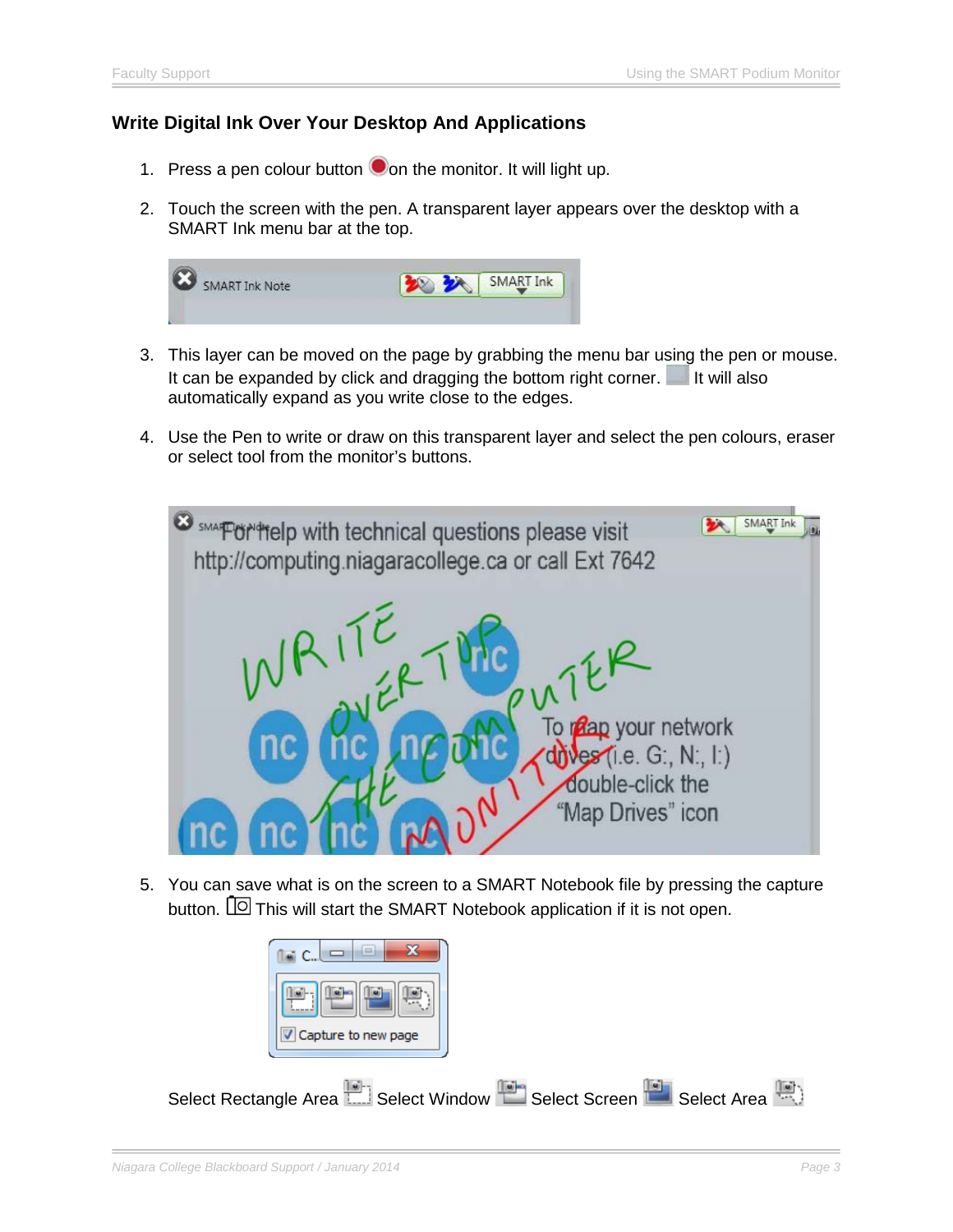## Write Digital Ink Over Your Desktop And Applications

1. Press a pen colour button on the monitor. It will light up.
2. Touch the screen with the pen. A transparent layer appears over the desktop with a SMART Ink menu bar at the top.
3. This layer can be moved on the page by grabbing the menu bar using the pen or mouse. It can be expanded by click and dragging the bottom right corner. It will also automatically expand as you write close to the edges.
4. Use the Pen to write or draw on this transparent layer and select the pen colours, eraser or select tool from the monitor's buttons.
5. You can save what is on the screen to a SMART Notebook file by pressing the capture button. This will start the SMART Notebook application if it is not open.

Select Rectangle Area Select Window Select Screen Select Area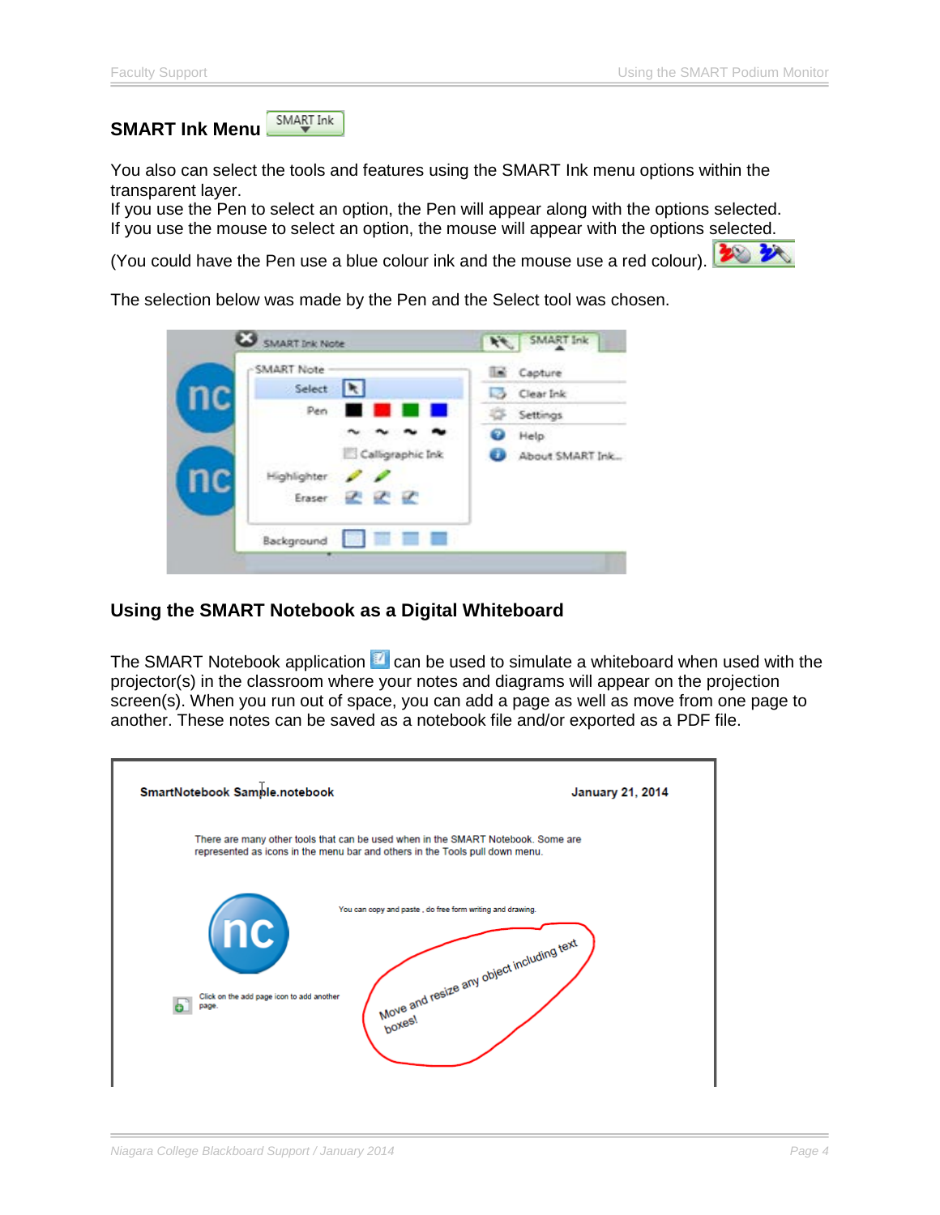## SMART Ink Menu

You also can select the tools and features using the SMART Ink menu options within the transparent layer.
If you use the Pen to select an option, the Pen will appear along with the options selected.
If you use the mouse to select an option, the mouse will appear with the options selected.

(You could have the Pen use a blue colour ink and the mouse use a red colour).

The selection below was made by the Pen and the Select tool was chosen.

## Using the SMART Notebook as a Digital Whiteboard

The SMART Notebook application can be used to simulate a whiteboard when used with the projector(s) in the classroom where your notes and diagrams will appear on the projection screen(s). When you run out of space, you can add a page as well as move from one page to another. These notes can be saved as a notebook file and/or exported as a PDF file.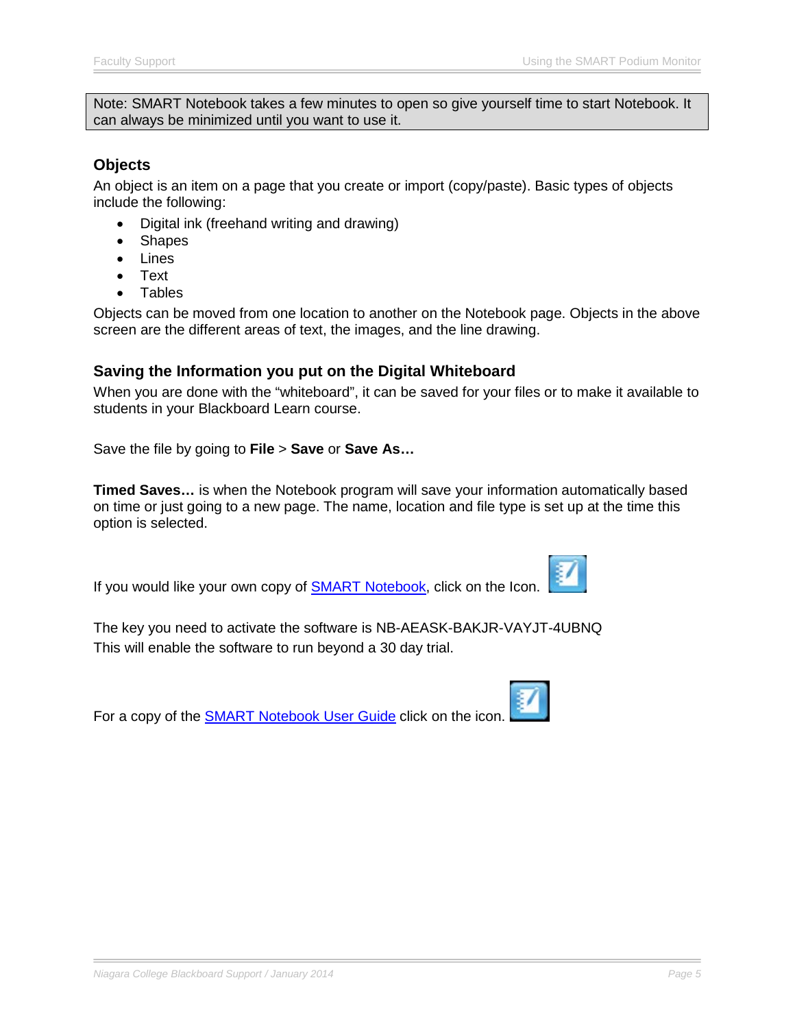Note: SMART Notebook takes a few minutes to open so give yourself time to start Notebook. It can always be minimized until you want to use it.

## Objects

An object is an item on a page that you create or import (copy/paste). Basic types of objects include the following:

- Digital ink (freehand writing and drawing)
- Shapes
- Lines
- Text
- Tables

Objects can be moved from one location to another on the Notebook page. Objects in the above screen are the different areas of text, the images, and the line drawing.

## Saving the Information you put on the Digital Whiteboard

When you are done with the “whiteboard”, it can be saved for your files or to make it available to students in your Blackboard Learn course.

Save the file by going to **File** > **Save** or **Save As…**

**Timed Saves…** is when the Notebook program will save your information automatically based on time or just going to a new page. The name, location and file type is set up at the time this option is selected.

If you would like your own copy of SMART Notebook, click on the Icon.

The key you need to activate the software is NB-AEASK-BAKJR-VAYJT-4UBNQ
This will enable the software to run beyond a 30 day trial.

For a copy of the SMART Notebook User Guide click on the icon.